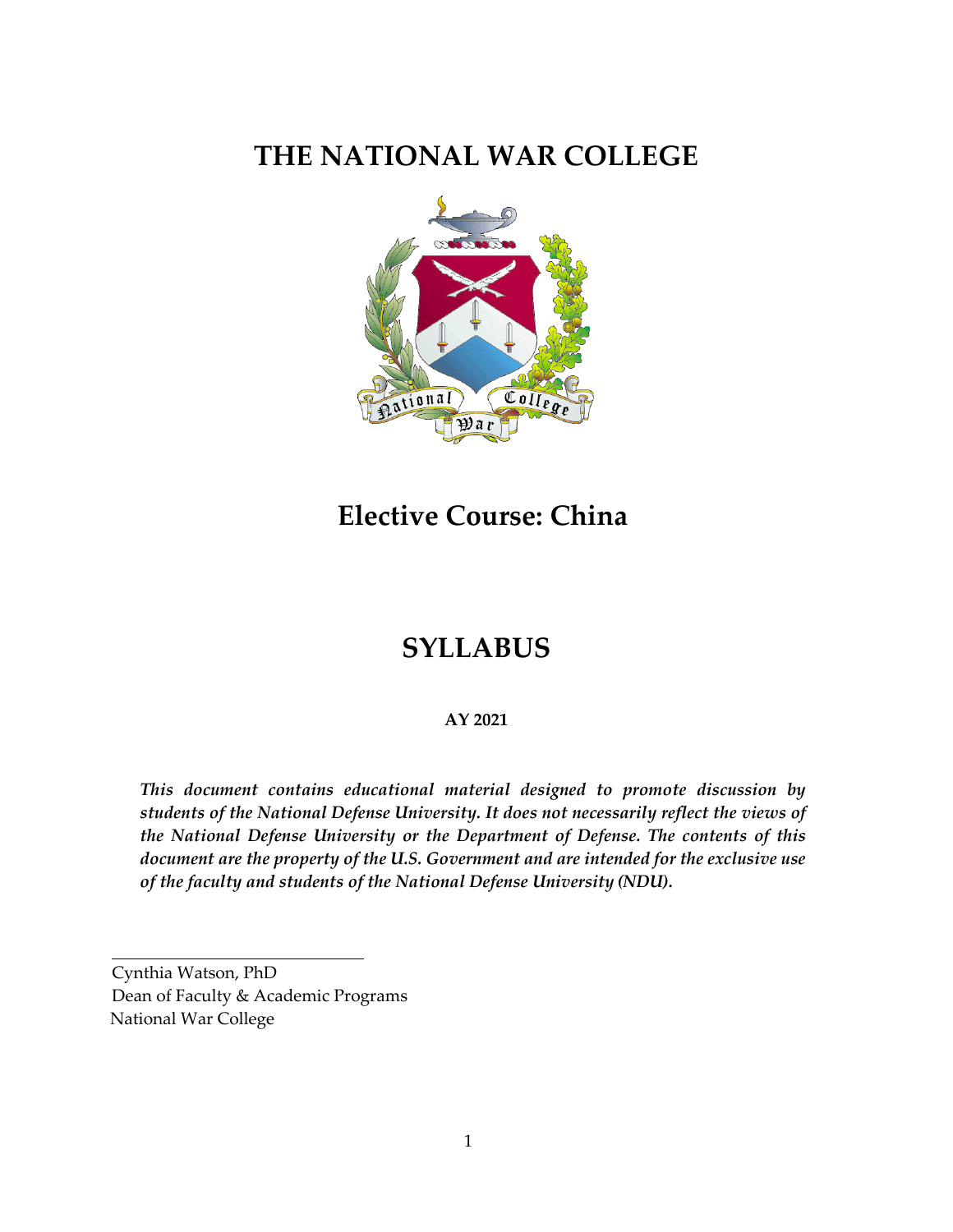# THE NATIONAL WAR COLLEGE

## Elective Course: China

## SYLLABUS

**AY 2021**

***This document contains educational material designed to promote discussion by students of the National Defense University. It does not necessarily reflect the views of the National Defense University or the Department of Defense. The contents of this document are the property of the U.S. Government and are intended for the exclusive use of the faculty and students of the National Defense University (NDU).***

Cynthia Watson, PhD
Dean of Faculty & Academic Programs
National War College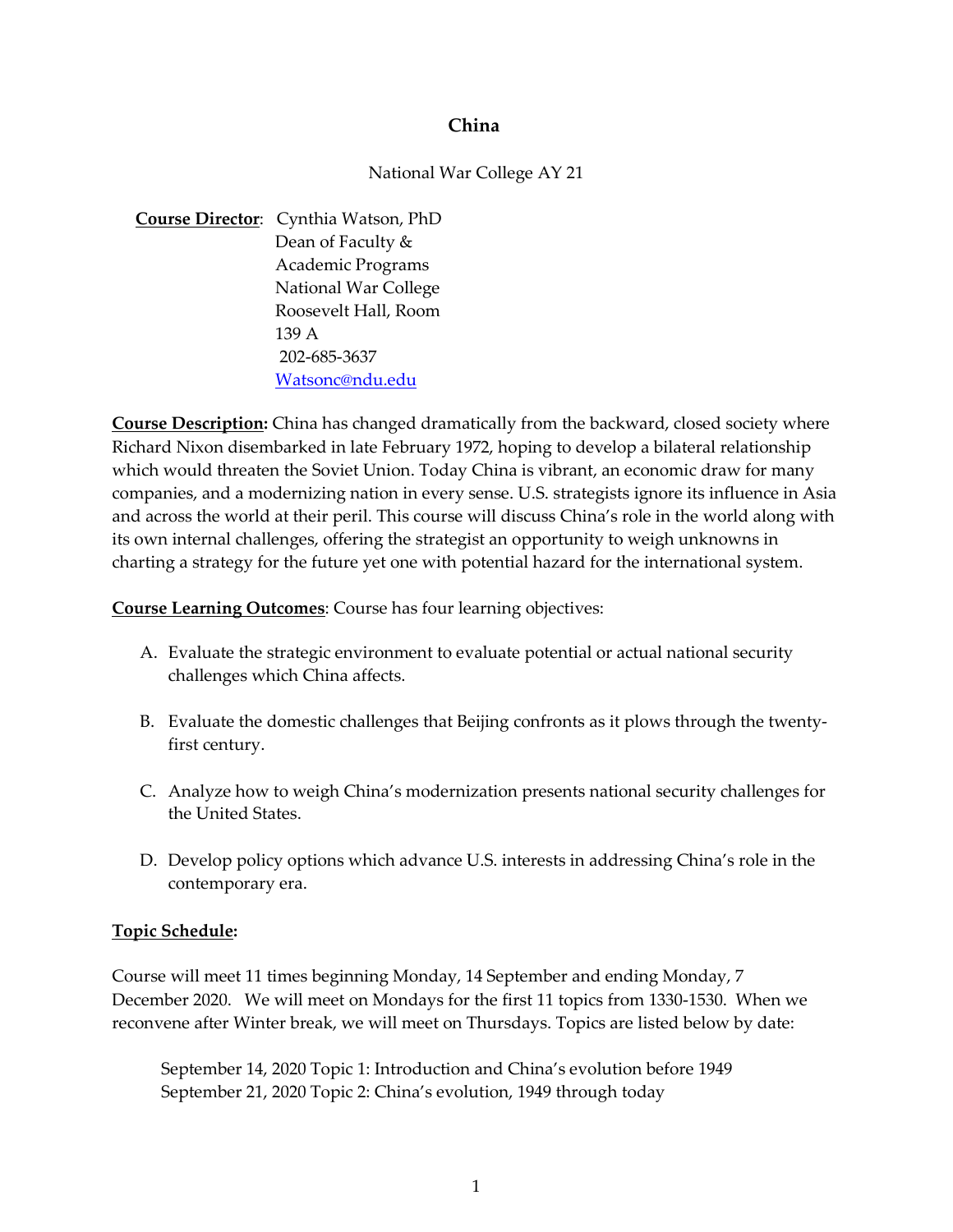# China

National War College AY 21

**Course Director**: Cynthia Watson, PhD
Dean of Faculty &
Academic Programs
National War College
Roosevelt Hall, Room
139 A
202-685-3637
Watsonc@ndu.edu

**Course Description:** China has changed dramatically from the backward, closed society where Richard Nixon disembarked in late February 1972, hoping to develop a bilateral relationship which would threaten the Soviet Union. Today China is vibrant, an economic draw for many companies, and a modernizing nation in every sense. U.S. strategists ignore its influence in Asia and across the world at their peril. This course will discuss China's role in the world along with its own internal challenges, offering the strategist an opportunity to weigh unknowns in charting a strategy for the future yet one with potential hazard for the international system.

**Course Learning Outcomes**: Course has four learning objectives:

A. Evaluate the strategic environment to evaluate potential or actual national security challenges which China affects.

B. Evaluate the domestic challenges that Beijing confronts as it plows through the twenty-first century.

C. Analyze how to weigh China's modernization presents national security challenges for the United States.

D. Develop policy options which advance U.S. interests in addressing China's role in the contemporary era.

**Topic Schedule:**

Course will meet 11 times beginning Monday, 14 September and ending Monday, 7 December 2020. We will meet on Mondays for the first 11 topics from 1330-1530. When we reconvene after Winter break, we will meet on Thursdays. Topics are listed below by date:

September 14, 2020 Topic 1: Introduction and China's evolution before 1949
September 21, 2020 Topic 2: China's evolution, 1949 through today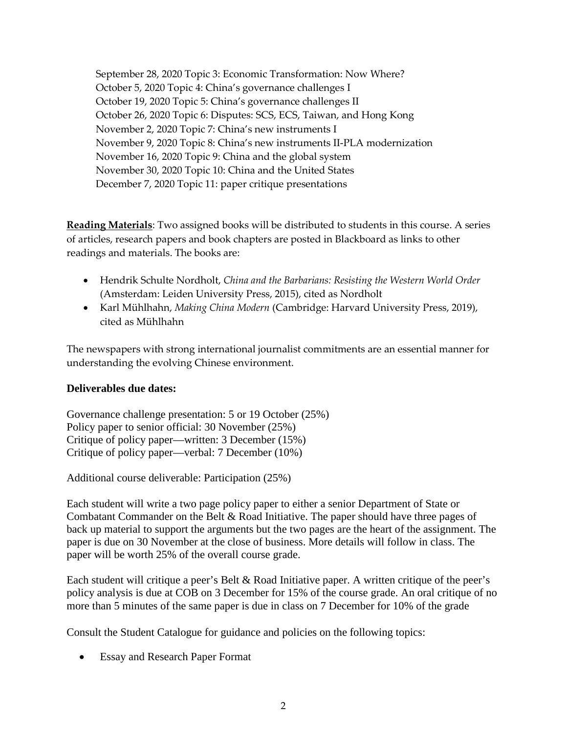September 28, 2020 Topic 3: Economic Transformation: Now Where?
October 5, 2020 Topic 4: China's governance challenges I
October 19, 2020 Topic 5: China's governance challenges II
October 26, 2020 Topic 6: Disputes: SCS, ECS, Taiwan, and Hong Kong
November 2, 2020 Topic 7: China's new instruments I
November 9, 2020 Topic 8: China's new instruments II-PLA modernization
November 16, 2020 Topic 9: China and the global system
November 30, 2020 Topic 10: China and the United States
December 7, 2020 Topic 11: paper critique presentations

**Reading Materials**: Two assigned books will be distributed to students in this course. A series of articles, research papers and book chapters are posted in Blackboard as links to other readings and materials. The books are:

- Hendrik Schulte Nordholt, *China and the Barbarians: Resisting the Western World Order* (Amsterdam: Leiden University Press, 2015), cited as Nordholt
- Karl Mühlhahn, *Making China Modern* (Cambridge: Harvard University Press, 2019), cited as Mühlhahn

The newspapers with strong international journalist commitments are an essential manner for understanding the evolving Chinese environment.

**Deliverables due dates:**

Governance challenge presentation: 5 or 19 October (25%)
Policy paper to senior official: 30 November (25%)
Critique of policy paper—written: 3 December (15%)
Critique of policy paper—verbal: 7 December (10%)

Additional course deliverable: Participation (25%)

Each student will write a two page policy paper to either a senior Department of State or Combatant Commander on the Belt & Road Initiative. The paper should have three pages of back up material to support the arguments but the two pages are the heart of the assignment. The paper is due on 30 November at the close of business. More details will follow in class. The paper will be worth 25% of the overall course grade.

Each student will critique a peer's Belt & Road Initiative paper. A written critique of the peer's policy analysis is due at COB on 3 December for 15% of the course grade. An oral critique of no more than 5 minutes of the same paper is due in class on 7 December for 10% of the grade

Consult the Student Catalogue for guidance and policies on the following topics:

- Essay and Research Paper Format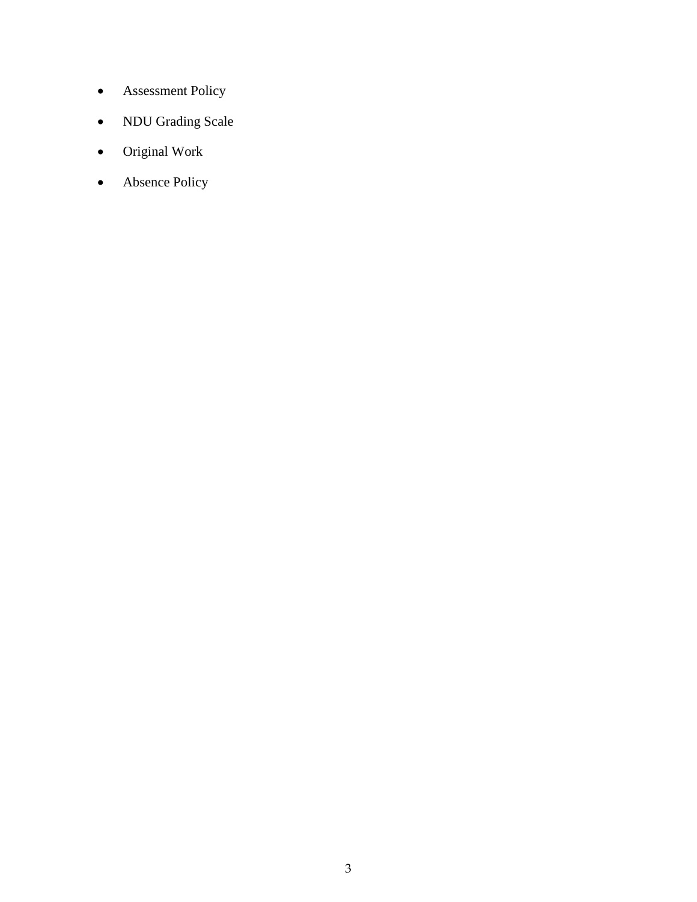- Assessment Policy
- NDU Grading Scale
- Original Work
- Absence Policy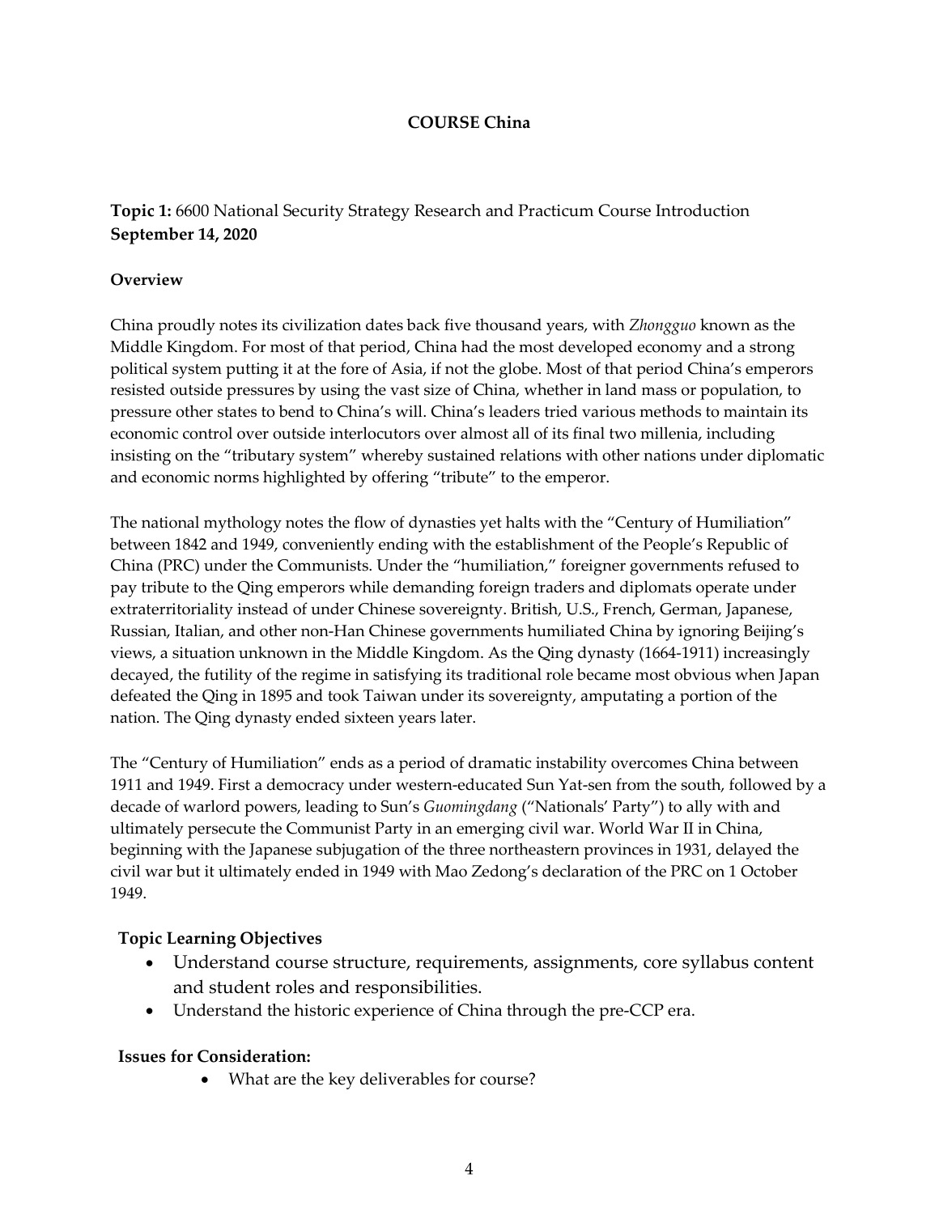**COURSE China**

**Topic 1:** 6600 National Security Strategy Research and Practicum Course Introduction
**September 14, 2020**

**Overview**

China proudly notes its civilization dates back five thousand years, with *Zhongguo* known as the Middle Kingdom. For most of that period, China had the most developed economy and a strong political system putting it at the fore of Asia, if not the globe. Most of that period China's emperors resisted outside pressures by using the vast size of China, whether in land mass or population, to pressure other states to bend to China's will. China's leaders tried various methods to maintain its economic control over outside interlocutors over almost all of its final two millenia, including insisting on the "tributary system" whereby sustained relations with other nations under diplomatic and economic norms highlighted by offering "tribute" to the emperor.

The national mythology notes the flow of dynasties yet halts with the "Century of Humiliation" between 1842 and 1949, conveniently ending with the establishment of the People's Republic of China (PRC) under the Communists. Under the "humiliation," foreigner governments refused to pay tribute to the Qing emperors while demanding foreign traders and diplomats operate under extraterritoriality instead of under Chinese sovereignty. British, U.S., French, German, Japanese, Russian, Italian, and other non-Han Chinese governments humiliated China by ignoring Beijing's views, a situation unknown in the Middle Kingdom. As the Qing dynasty (1664-1911) increasingly decayed, the futility of the regime in satisfying its traditional role became most obvious when Japan defeated the Qing in 1895 and took Taiwan under its sovereignty, amputating a portion of the nation. The Qing dynasty ended sixteen years later.

The "Century of Humiliation" ends as a period of dramatic instability overcomes China between 1911 and 1949. First a democracy under western-educated Sun Yat-sen from the south, followed by a decade of warlord powers, leading to Sun's *Guomingdang* ("Nationals' Party") to ally with and ultimately persecute the Communist Party in an emerging civil war. World War II in China, beginning with the Japanese subjugation of the three northeastern provinces in 1931, delayed the civil war but it ultimately ended in 1949 with Mao Zedong's declaration of the PRC on 1 October 1949.

**Topic Learning Objectives**

- Understand course structure, requirements, assignments, core syllabus content and student roles and responsibilities.
- Understand the historic experience of China through the pre-CCP era.

**Issues for Consideration:**

- What are the key deliverables for course?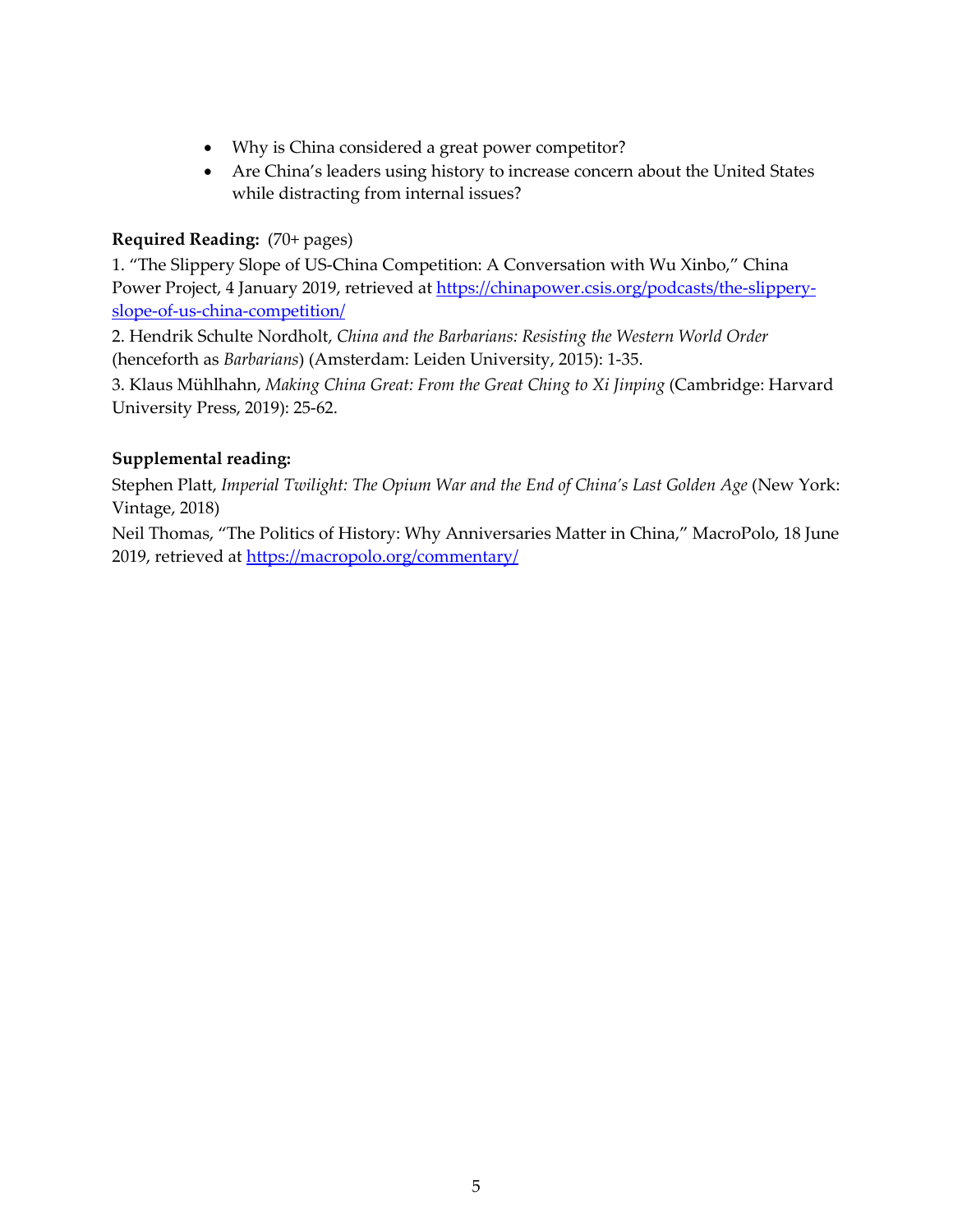- Why is China considered a great power competitor?
- Are China's leaders using history to increase concern about the United States while distracting from internal issues?

**Required Reading:** (70+ pages)

1. "The Slippery Slope of US-China Competition: A Conversation with Wu Xinbo," China Power Project, 4 January 2019, retrieved at [https://chinapower.csis.org/podcasts/the-slippery-slope-of-us-china-competition/](https://chinapower.csis.org/podcasts/the-slippery-slope-of-us-china-competition/)
2. Hendrik Schulte Nordholt, *China and the Barbarians: Resisting the Western World Order* (henceforth as *Barbarians*) (Amsterdam: Leiden University, 2015): 1-35.
3. Klaus Mühlhahn, *Making China Great: From the Great Ching to Xi Jinping* (Cambridge: Harvard University Press, 2019): 25-62.

**Supplemental reading:**

Stephen Platt, *Imperial Twilight: The Opium War and the End of China's Last Golden Age* (New York: Vintage, 2018)

Neil Thomas, "The Politics of History: Why Anniversaries Matter in China," MacroPolo, 18 June 2019, retrieved at [https://macropolo.org/commentary/](https://macropolo.org/commentary/)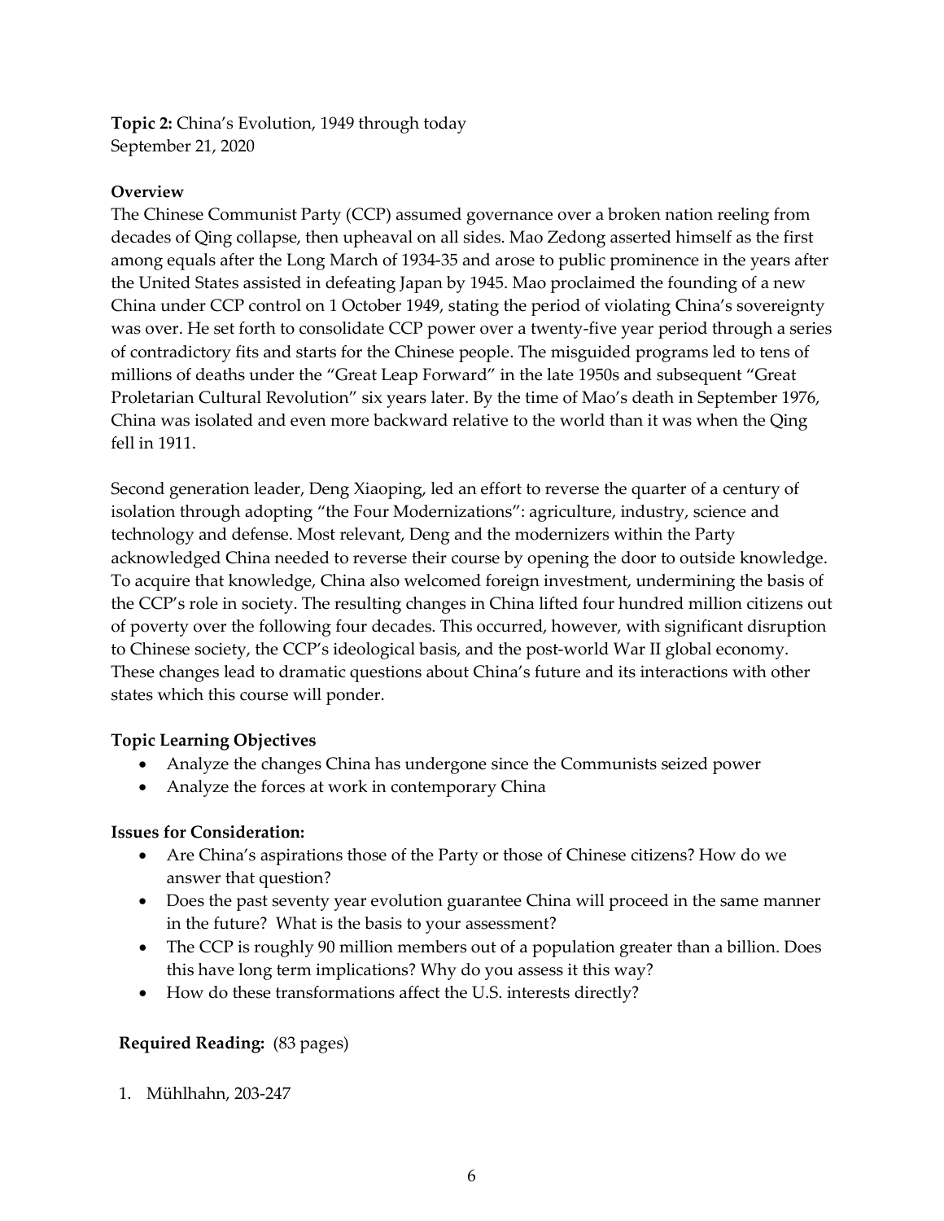**Topic 2:** China's Evolution, 1949 through today
September 21, 2020

**Overview**

The Chinese Communist Party (CCP) assumed governance over a broken nation reeling from decades of Qing collapse, then upheaval on all sides. Mao Zedong asserted himself as the first among equals after the Long March of 1934-35 and arose to public prominence in the years after the United States assisted in defeating Japan by 1945. Mao proclaimed the founding of a new China under CCP control on 1 October 1949, stating the period of violating China's sovereignty was over. He set forth to consolidate CCP power over a twenty-five year period through a series of contradictory fits and starts for the Chinese people. The misguided programs led to tens of millions of deaths under the "Great Leap Forward" in the late 1950s and subsequent "Great Proletarian Cultural Revolution" six years later. By the time of Mao's death in September 1976, China was isolated and even more backward relative to the world than it was when the Qing fell in 1911.

Second generation leader, Deng Xiaoping, led an effort to reverse the quarter of a century of isolation through adopting "the Four Modernizations": agriculture, industry, science and technology and defense. Most relevant, Deng and the modernizers within the Party acknowledged China needed to reverse their course by opening the door to outside knowledge. To acquire that knowledge, China also welcomed foreign investment, undermining the basis of the CCP's role in society. The resulting changes in China lifted four hundred million citizens out of poverty over the following four decades. This occurred, however, with significant disruption to Chinese society, the CCP's ideological basis, and the post-world War II global economy. These changes lead to dramatic questions about China's future and its interactions with other states which this course will ponder.

**Topic Learning Objectives**

- Analyze the changes China has undergone since the Communists seized power
- Analyze the forces at work in contemporary China

**Issues for Consideration:**

- Are China's aspirations those of the Party or those of Chinese citizens? How do we answer that question?
- Does the past seventy year evolution guarantee China will proceed in the same manner in the future? What is the basis to your assessment?
- The CCP is roughly 90 million members out of a population greater than a billion. Does this have long term implications? Why do you assess it this way?
- How do these transformations affect the U.S. interests directly?

**Required Reading:** (83 pages)

1. Mühlhahn, 203-247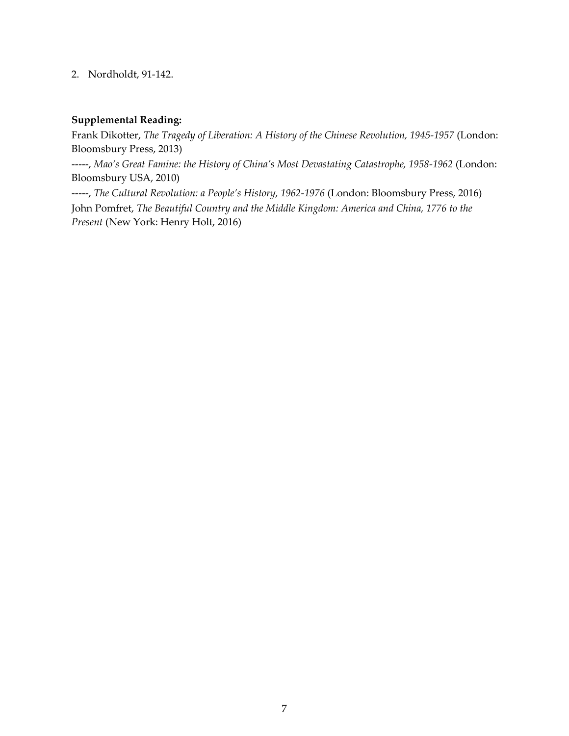2. Nordholdt, 91-142.

**Supplemental Reading:**

Frank Dikotter, *The Tragedy of Liberation: A History of the Chinese Revolution, 1945-1957* (London: Bloomsbury Press, 2013)

-----, *Mao's Great Famine: the History of China's Most Devastating Catastrophe, 1958-1962* (London: Bloomsbury USA, 2010)

-----, *The Cultural Revolution: a People's History, 1962-1976* (London: Bloomsbury Press, 2016)

John Pomfret, *The Beautiful Country and the Middle Kingdom: America and China, 1776 to the Present* (New York: Henry Holt, 2016)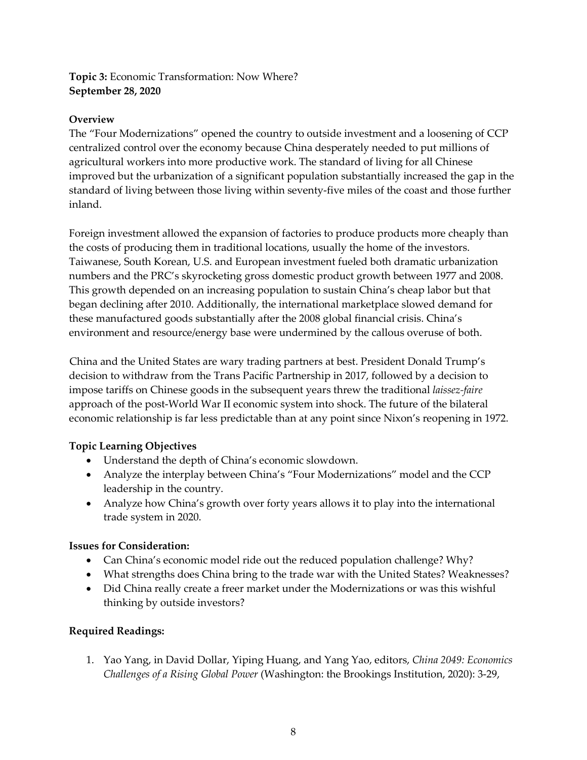**Topic 3:** Economic Transformation: Now Where?
**September 28, 2020**

**Overview**

The "Four Modernizations" opened the country to outside investment and a loosening of CCP centralized control over the economy because China desperately needed to put millions of agricultural workers into more productive work. The standard of living for all Chinese improved but the urbanization of a significant population substantially increased the gap in the standard of living between those living within seventy-five miles of the coast and those further inland.

Foreign investment allowed the expansion of factories to produce products more cheaply than the costs of producing them in traditional locations, usually the home of the investors. Taiwanese, South Korean, U.S. and European investment fueled both dramatic urbanization numbers and the PRC's skyrocketing gross domestic product growth between 1977 and 2008. This growth depended on an increasing population to sustain China's cheap labor but that began declining after 2010. Additionally, the international marketplace slowed demand for these manufactured goods substantially after the 2008 global financial crisis. China's environment and resource/energy base were undermined by the callous overuse of both.

China and the United States are wary trading partners at best. President Donald Trump's decision to withdraw from the Trans Pacific Partnership in 2017, followed by a decision to impose tariffs on Chinese goods in the subsequent years threw the traditional *laissez-faire* approach of the post-World War II economic system into shock. The future of the bilateral economic relationship is far less predictable than at any point since Nixon's reopening in 1972.

**Topic Learning Objectives**

- Understand the depth of China's economic slowdown.
- Analyze the interplay between China's "Four Modernizations" model and the CCP leadership in the country.
- Analyze how China's growth over forty years allows it to play into the international trade system in 2020.

**Issues for Consideration:**

- Can China's economic model ride out the reduced population challenge? Why?
- What strengths does China bring to the trade war with the United States? Weaknesses?
- Did China really create a freer market under the Modernizations or was this wishful thinking by outside investors?

**Required Readings:**

1. Yao Yang, in David Dollar, Yiping Huang, and Yang Yao, editors, *China 2049: Economics Challenges of a Rising Global Power* (Washington: the Brookings Institution, 2020): 3-29,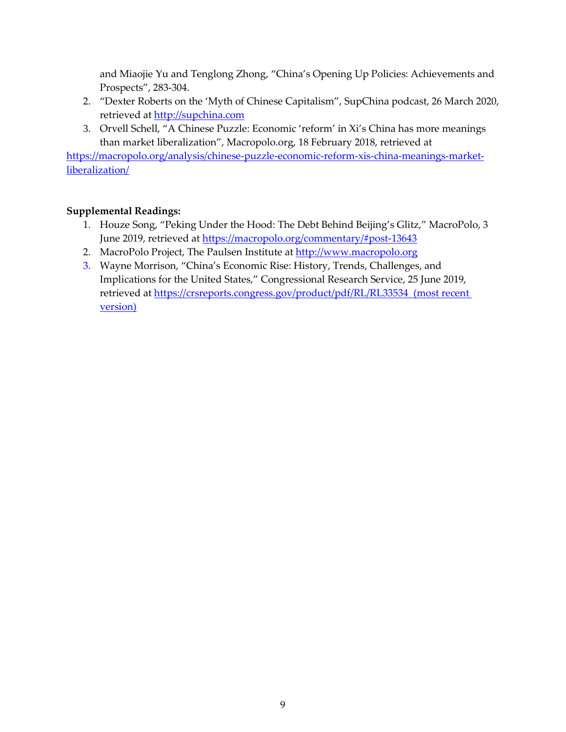and Miaojie Yu and Tenglong Zhong, "China's Opening Up Policies: Achievements and Prospects", 283-304.

2. "Dexter Roberts on the 'Myth of Chinese Capitalism", SupChina podcast, 26 March 2020, retrieved at http://supchina.com
3. Orvell Schell, "A Chinese Puzzle: Economic 'reform' in Xi's China has more meanings than market liberalization", Macropolo.org, 18 February 2018, retrieved at https://macropolo.org/analysis/chinese-puzzle-economic-reform-xis-china-meanings-market-liberalization/

**Supplemental Readings:**

1. Houze Song, "Peking Under the Hood: The Debt Behind Beijing's Glitz," MacroPolo, 3 June 2019, retrieved at https://macropolo.org/commentary/#post-13643
2. MacroPolo Project, The Paulsen Institute at http://www.macropolo.org
3. Wayne Morrison, "China's Economic Rise: History, Trends, Challenges, and Implications for the United States," Congressional Research Service, 25 June 2019, retrieved at https://crsreports.congress.gov/product/pdf/RL/RL33534 (most recent version)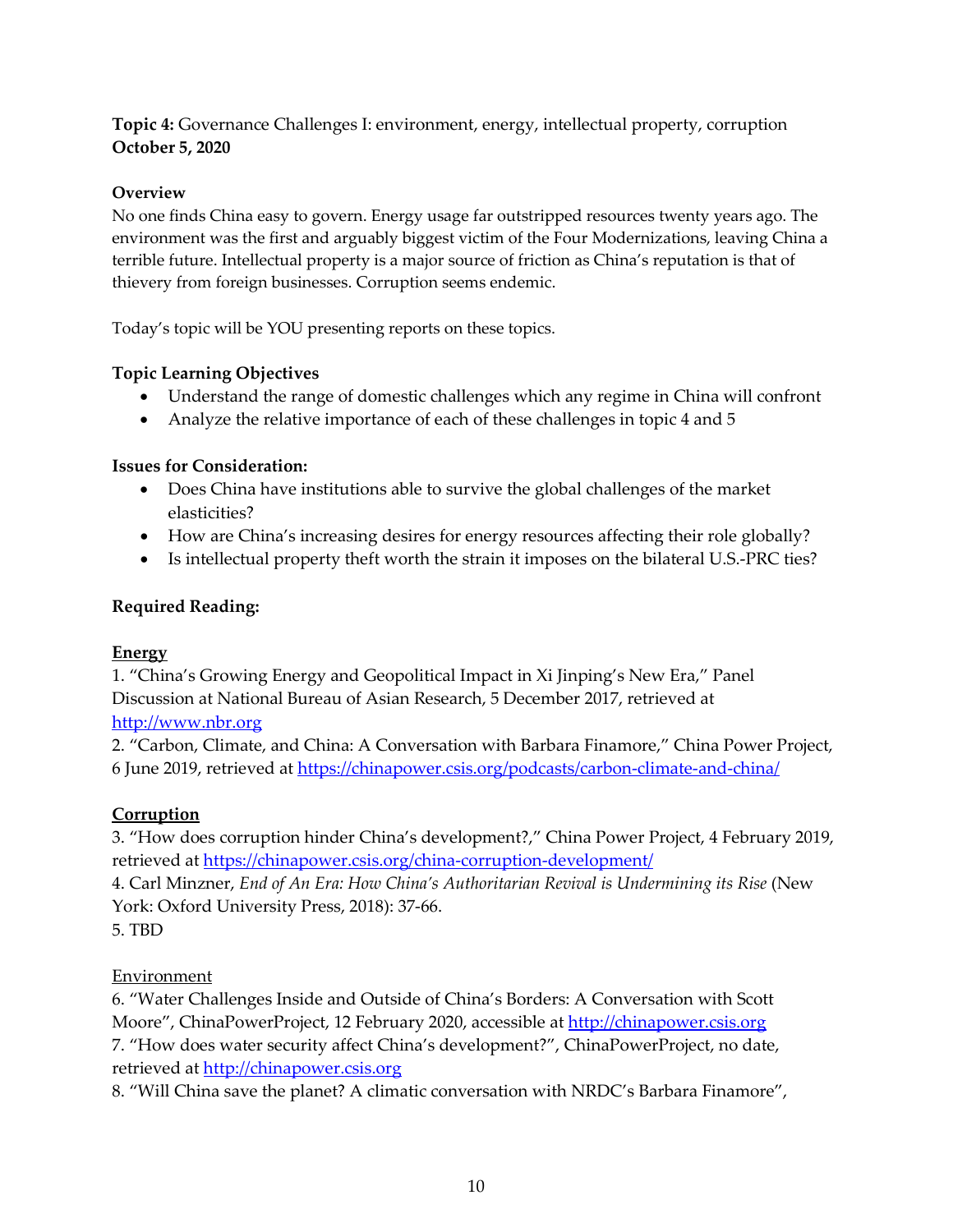**Topic 4:** Governance Challenges I: environment, energy, intellectual property, corruption
**October 5, 2020**

**Overview**
No one finds China easy to govern. Energy usage far outstripped resources twenty years ago. The environment was the first and arguably biggest victim of the Four Modernizations, leaving China a terrible future. Intellectual property is a major source of friction as China's reputation is that of thievery from foreign businesses. Corruption seems endemic.

Today's topic will be YOU presenting reports on these topics.

**Topic Learning Objectives**

- Understand the range of domestic challenges which any regime in China will confront
- Analyze the relative importance of each of these challenges in topic 4 and 5

**Issues for Consideration:**

- Does China have institutions able to survive the global challenges of the market elasticities?
- How are China's increasing desires for energy resources affecting their role globally?
- Is intellectual property theft worth the strain it imposes on the bilateral U.S.-PRC ties?

**Required Reading:**

**Energy**

1. "China's Growing Energy and Geopolitical Impact in Xi Jinping's New Era," Panel Discussion at National Bureau of Asian Research, 5 December 2017, retrieved at http://www.nbr.org
2. "Carbon, Climate, and China: A Conversation with Barbara Finamore," China Power Project, 6 June 2019, retrieved at https://chinapower.csis.org/podcasts/carbon-climate-and-china/

**Corruption**

3. "How does corruption hinder China's development?," China Power Project, 4 February 2019, retrieved at https://chinapower.csis.org/china-corruption-development/
4. Carl Minzner, *End of An Era: How China's Authoritarian Revival is Undermining its Rise* (New York: Oxford University Press, 2018): 37-66.
5. TBD

Environment

6. "Water Challenges Inside and Outside of China's Borders: A Conversation with Scott Moore", ChinaPowerProject, 12 February 2020, accessible at http://chinapower.csis.org
7. "How does water security affect China's development?", ChinaPowerProject, no date, retrieved at http://chinapower.csis.org
8. "Will China save the planet? A climatic conversation with NRDC's Barbara Finamore",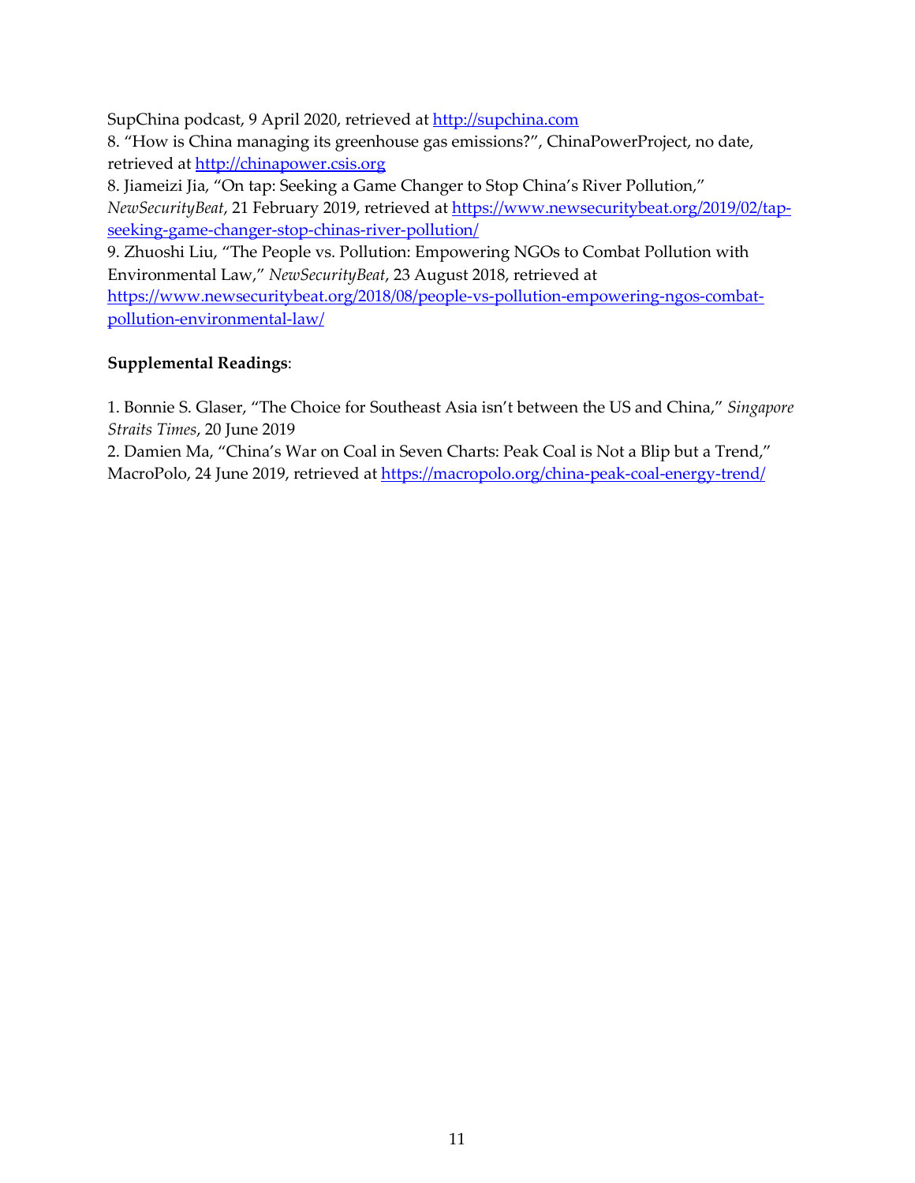SupChina podcast, 9 April 2020, retrieved at [http://supchina.com](http://supchina.com)

8. "How is China managing its greenhouse gas emissions?", ChinaPowerProject, no date, retrieved at [http://chinapower.csis.org](http://chinapower.csis.org)

8. Jiameizi Jia, "On tap: Seeking a Game Changer to Stop China's River Pollution," *NewSecurityBeat*, 21 February 2019, retrieved at [https://www.newsecuritybeat.org/2019/02/tap-seeking-game-changer-stop-chinas-river-pollution/](https://www.newsecuritybeat.org/2019/02/tap-seeking-game-changer-stop-chinas-river-pollution/)

9. Zhuoshi Liu, "The People vs. Pollution: Empowering NGOs to Combat Pollution with Environmental Law," *NewSecurityBeat*, 23 August 2018, retrieved at [https://www.newsecuritybeat.org/2018/08/people-vs-pollution-empowering-ngos-combat-pollution-environmental-law/](https://www.newsecuritybeat.org/2018/08/people-vs-pollution-empowering-ngos-combat-pollution-environmental-law/)

**Supplemental Readings**:

1. Bonnie S. Glaser, "The Choice for Southeast Asia isn't between the US and China," *Singapore Straits Times*, 20 June 2019

2. Damien Ma, "China's War on Coal in Seven Charts: Peak Coal is Not a Blip but a Trend," MacroPolo, 24 June 2019, retrieved at [https://macropolo.org/china-peak-coal-energy-trend/](https://macropolo.org/china-peak-coal-energy-trend/)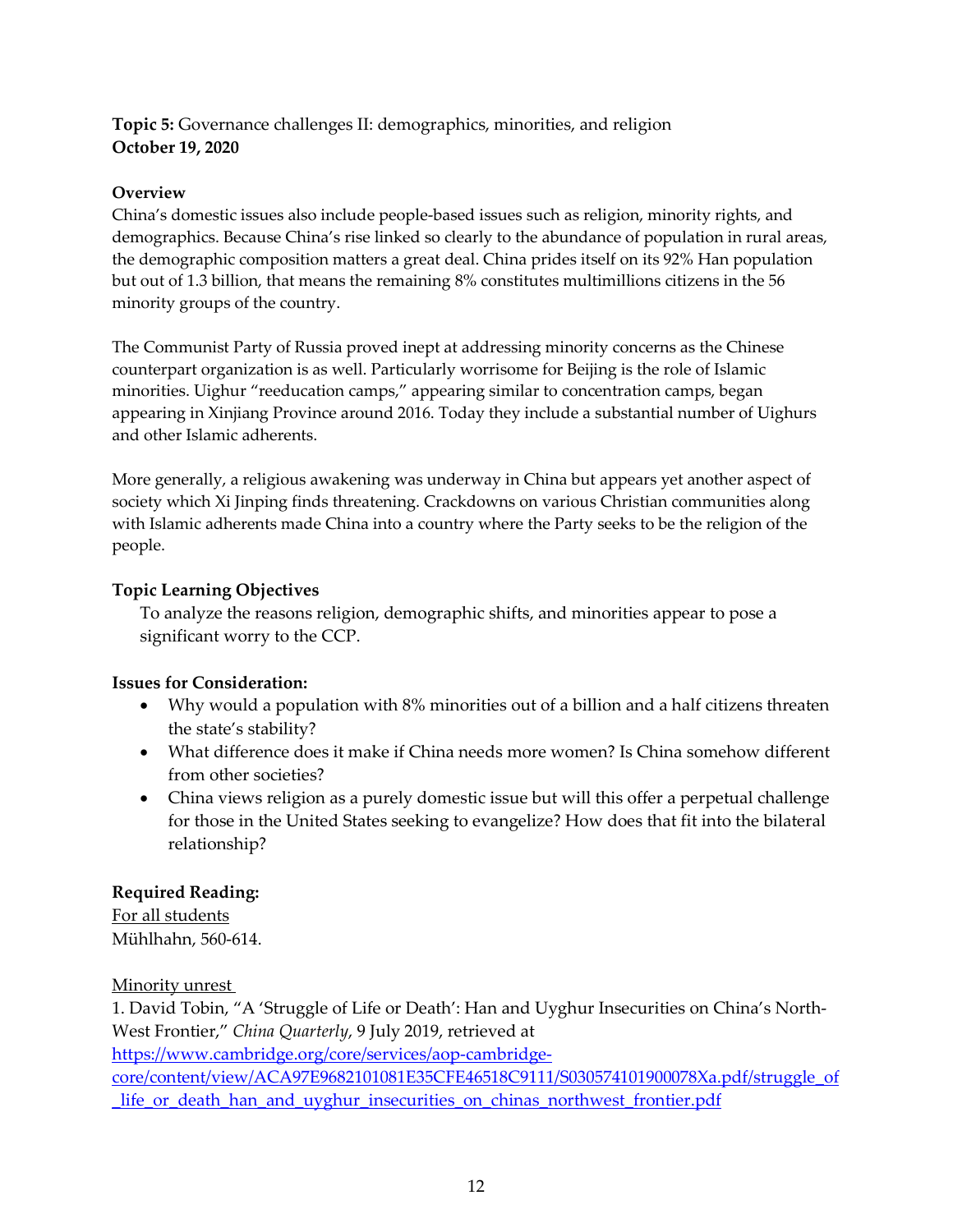**Topic 5:** Governance challenges II: demographics, minorities, and religion
**October 19, 2020**

**Overview**
China's domestic issues also include people-based issues such as religion, minority rights, and demographics. Because China's rise linked so clearly to the abundance of population in rural areas, the demographic composition matters a great deal. China prides itself on its 92% Han population but out of 1.3 billion, that means the remaining 8% constitutes multimillions citizens in the 56 minority groups of the country.

The Communist Party of Russia proved inept at addressing minority concerns as the Chinese counterpart organization is as well. Particularly worrisome for Beijing is the role of Islamic minorities. Uighur "reeducation camps," appearing similar to concentration camps, began appearing in Xinjiang Province around 2016. Today they include a substantial number of Uighurs and other Islamic adherents.

More generally, a religious awakening was underway in China but appears yet another aspect of society which Xi Jinping finds threatening. Crackdowns on various Christian communities along with Islamic adherents made China into a country where the Party seeks to be the religion of the people.

**Topic Learning Objectives**

To analyze the reasons religion, demographic shifts, and minorities appear to pose a significant worry to the CCP.

**Issues for Consideration:**

- Why would a population with 8% minorities out of a billion and a half citizens threaten the state's stability?
- What difference does it make if China needs more women? Is China somehow different from other societies?
- China views religion as a purely domestic issue but will this offer a perpetual challenge for those in the United States seeking to evangelize? How does that fit into the bilateral relationship?

**Required Reading:**
For all students
Mühlhahn, 560-614.

Minority unrest
1. David Tobin, "A 'Struggle of Life or Death': Han and Uyghur Insecurities on China's North-West Frontier," *China Quarterly*, 9 July 2019, retrieved at https://www.cambridge.org/core/services/aop-cambridge-core/content/view/ACA97E9682101081E35CFE46518C9111/S030574101900078Xa.pdf/struggle_of_life_or_death_han_and_uyghur_insecurities_on_chinas_northwest_frontier.pdf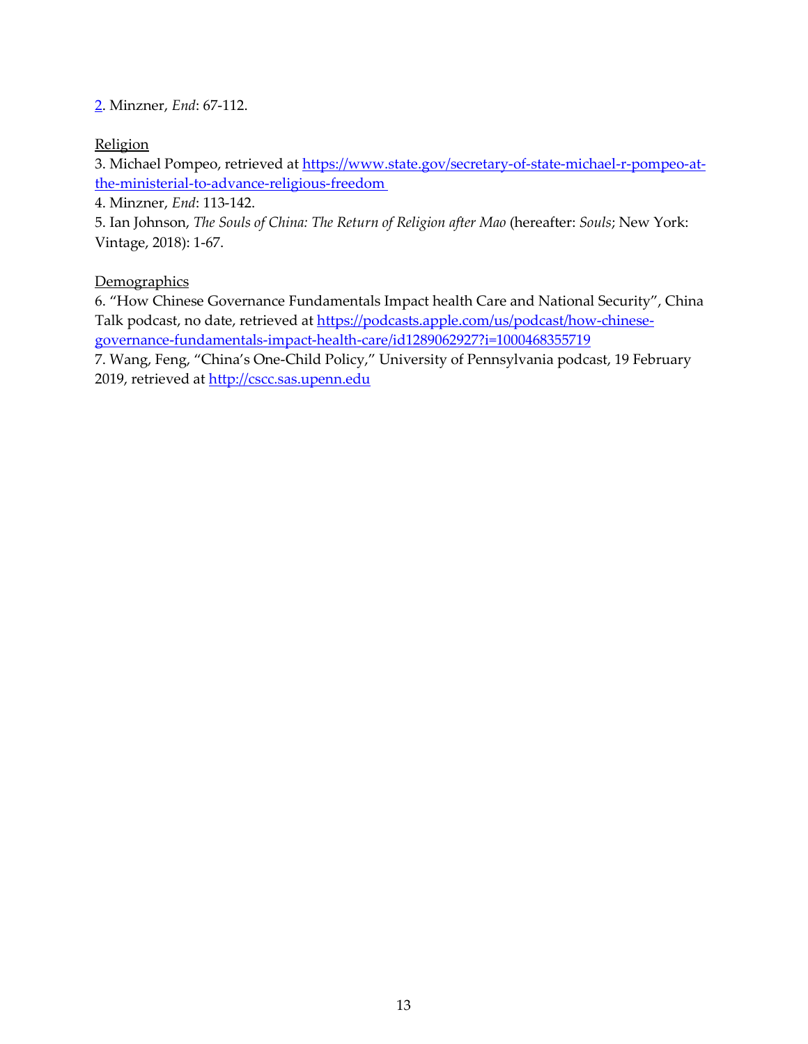[2](#). Minzner, *End*: 67-112.

<u>Religion</u>

3. Michael Pompeo, retrieved at [https://www.state.gov/secretary-of-state-michael-r-pompeo-at-the-ministerial-to-advance-religious-freedom](https://www.state.gov/secretary-of-state-michael-r-pompeo-at-the-ministerial-to-advance-religious-freedom)

4. Minzner, *End*: 113-142.

5. Ian Johnson, *The Souls of China: The Return of Religion after Mao* (hereafter: *Souls*; New York: Vintage, 2018): 1-67.

<u>Demographics</u>

6. "How Chinese Governance Fundamentals Impact health Care and National Security", China Talk podcast, no date, retrieved at [https://podcasts.apple.com/us/podcast/how-chinese-governance-fundamentals-impact-health-care/id1289062927?i=1000468355719](https://podcasts.apple.com/us/podcast/how-chinese-governance-fundamentals-impact-health-care/id1289062927?i=1000468355719)

7. Wang, Feng, "China's One-Child Policy," University of Pennsylvania podcast, 19 February 2019, retrieved at [http://cscc.sas.upenn.edu](http://cscc.sas.upenn.edu)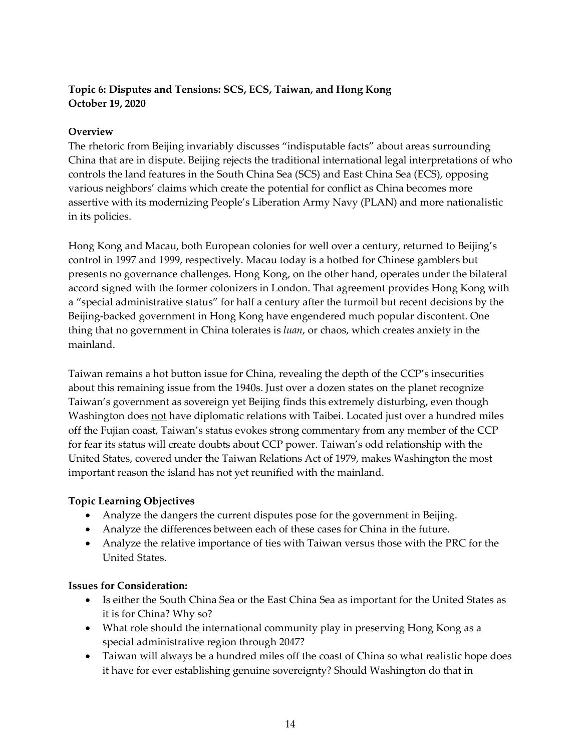**Topic 6: Disputes and Tensions: SCS, ECS, Taiwan, and Hong Kong**
**October 19, 2020**

**Overview**

The rhetoric from Beijing invariably discusses "indisputable facts" about areas surrounding China that are in dispute. Beijing rejects the traditional international legal interpretations of who controls the land features in the South China Sea (SCS) and East China Sea (ECS), opposing various neighbors' claims which create the potential for conflict as China becomes more assertive with its modernizing People's Liberation Army Navy (PLAN) and more nationalistic in its policies.

Hong Kong and Macau, both European colonies for well over a century, returned to Beijing's control in 1997 and 1999, respectively. Macau today is a hotbed for Chinese gamblers but presents no governance challenges. Hong Kong, on the other hand, operates under the bilateral accord signed with the former colonizers in London. That agreement provides Hong Kong with a "special administrative status" for half a century after the turmoil but recent decisions by the Beijing-backed government in Hong Kong have engendered much popular discontent. One thing that no government in China tolerates is *luan*, or chaos, which creates anxiety in the mainland.

Taiwan remains a hot button issue for China, revealing the depth of the CCP's insecurities about this remaining issue from the 1940s. Just over a dozen states on the planet recognize Taiwan's government as sovereign yet Beijing finds this extremely disturbing, even though Washington does <u>not</u> have diplomatic relations with Taibei. Located just over a hundred miles off the Fujian coast, Taiwan's status evokes strong commentary from any member of the CCP for fear its status will create doubts about CCP power. Taiwan's odd relationship with the United States, covered under the Taiwan Relations Act of 1979, makes Washington the most important reason the island has not yet reunified with the mainland.

**Topic Learning Objectives**

- Analyze the dangers the current disputes pose for the government in Beijing.
- Analyze the differences between each of these cases for China in the future.
- Analyze the relative importance of ties with Taiwan versus those with the PRC for the United States.

**Issues for Consideration:**

- Is either the South China Sea or the East China Sea as important for the United States as it is for China? Why so?
- What role should the international community play in preserving Hong Kong as a special administrative region through 2047?
- Taiwan will always be a hundred miles off the coast of China so what realistic hope does it have for ever establishing genuine sovereignty? Should Washington do that in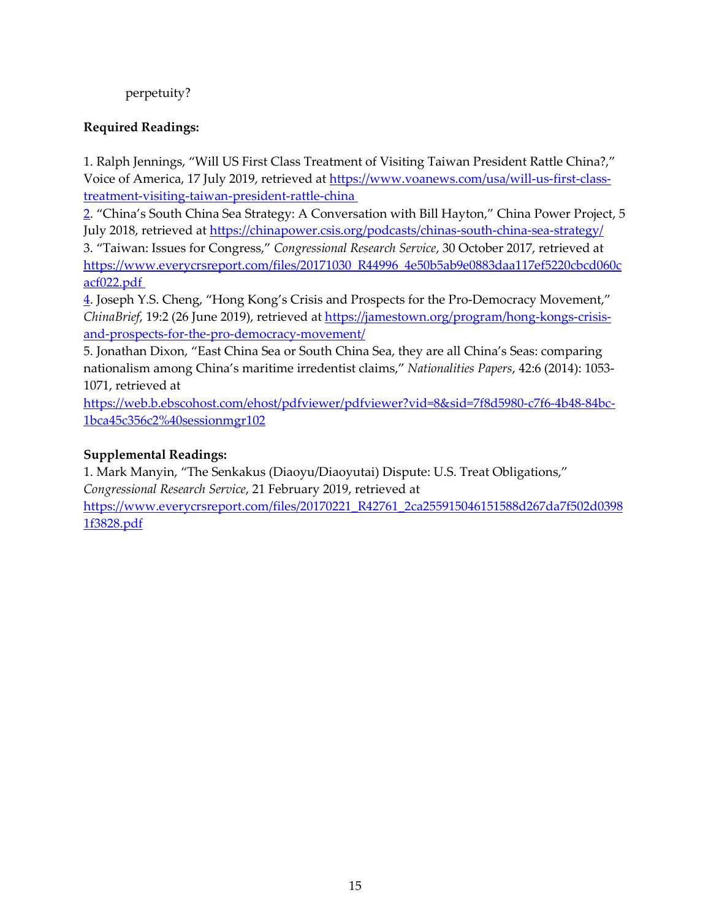perpetuity?

**Required Readings:**

1. Ralph Jennings, "Will US First Class Treatment of Visiting Taiwan President Rattle China?," Voice of America, 17 July 2019, retrieved at https://www.voanews.com/usa/will-us-first-class-treatment-visiting-taiwan-president-rattle-china

2. "China's South China Sea Strategy: A Conversation with Bill Hayton," China Power Project, 5 July 2018, retrieved at https://chinapower.csis.org/podcasts/chinas-south-china-sea-strategy/

3. "Taiwan: Issues for Congress," *Congressional Research Service*, 30 October 2017, retrieved at https://www.everycrsreport.com/files/20171030_R44996_4e50b5ab9e0883daa117ef5220cbcd060cacf022.pdf

4. Joseph Y.S. Cheng, "Hong Kong's Crisis and Prospects for the Pro-Democracy Movement," *ChinaBrief*, 19:2 (26 June 2019), retrieved at https://jamestown.org/program/hong-kongs-crisis-and-prospects-for-the-pro-democracy-movement/

5. Jonathan Dixon, "East China Sea or South China Sea, they are all China's Seas: comparing nationalism among China's maritime irredentist claims," *Nationalities Papers*, 42:6 (2014): 1053-1071, retrieved at https://web.b.ebscohost.com/ehost/pdfviewer/pdfviewer?vid=8&sid=7f8d5980-c7f6-4b48-84bc-1bca45c356c2%40sessionmgr102

**Supplemental Readings:**

1. Mark Manyin, "The Senkakus (Diaoyu/Diaoyutai) Dispute: U.S. Treat Obligations," *Congressional Research Service*, 21 February 2019, retrieved at https://www.everycrsreport.com/files/20170221_R42761_2ca255915046151588d267da7f502d03981f3828.pdf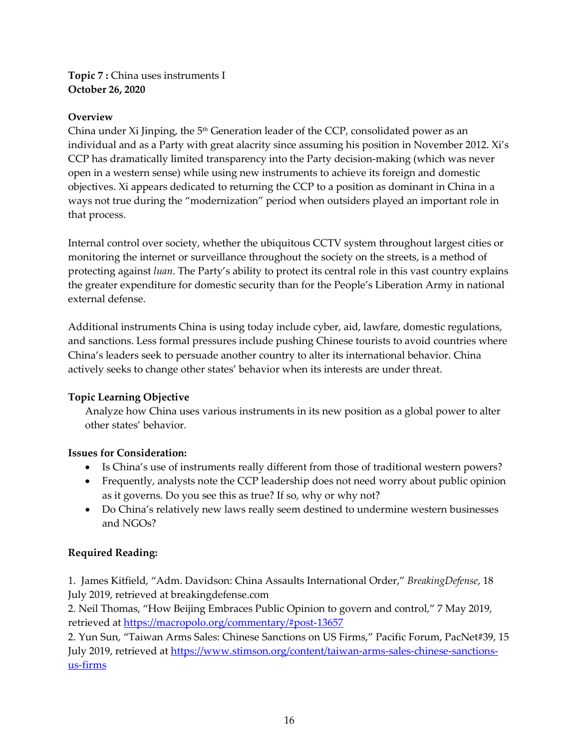**Topic 7 :** China uses instruments I
**October 26, 2020**

**Overview**
China under Xi Jinping, the 5th Generation leader of the CCP, consolidated power as an individual and as a Party with great alacrity since assuming his position in November 2012. Xi's CCP has dramatically limited transparency into the Party decision-making (which was never open in a western sense) while using new instruments to achieve its foreign and domestic objectives. Xi appears dedicated to returning the CCP to a position as dominant in China in a ways not true during the "modernization" period when outsiders played an important role in that process.

Internal control over society, whether the ubiquitous CCTV system throughout largest cities or monitoring the internet or surveillance throughout the society on the streets, is a method of protecting against *luan*. The Party's ability to protect its central role in this vast country explains the greater expenditure for domestic security than for the People's Liberation Army in national external defense.

Additional instruments China is using today include cyber, aid, lawfare, domestic regulations, and sanctions. Less formal pressures include pushing Chinese tourists to avoid countries where China's leaders seek to persuade another country to alter its international behavior. China actively seeks to change other states' behavior when its interests are under threat.

**Topic Learning Objective**

Analyze how China uses various instruments in its new position as a global power to alter other states' behavior.

**Issues for Consideration:**

- Is China's use of instruments really different from those of traditional western powers?
- Frequently, analysts note the CCP leadership does not need worry about public opinion as it governs. Do you see this as true? If so, why or why not?
- Do China's relatively new laws really seem destined to undermine western businesses and NGOs?

**Required Reading:**

1. James Kitfield, "Adm. Davidson: China Assaults International Order," *BreakingDefense*, 18 July 2019, retrieved at breakingdefense.com
2. Neil Thomas, "How Beijing Embraces Public Opinion to govern and control," 7 May 2019, retrieved at https://macropolo.org/commentary/#post-13657
2. Yun Sun, "Taiwan Arms Sales: Chinese Sanctions on US Firms," Pacific Forum, PacNet#39, 15 July 2019, retrieved at https://www.stimson.org/content/taiwan-arms-sales-chinese-sanctions-us-firms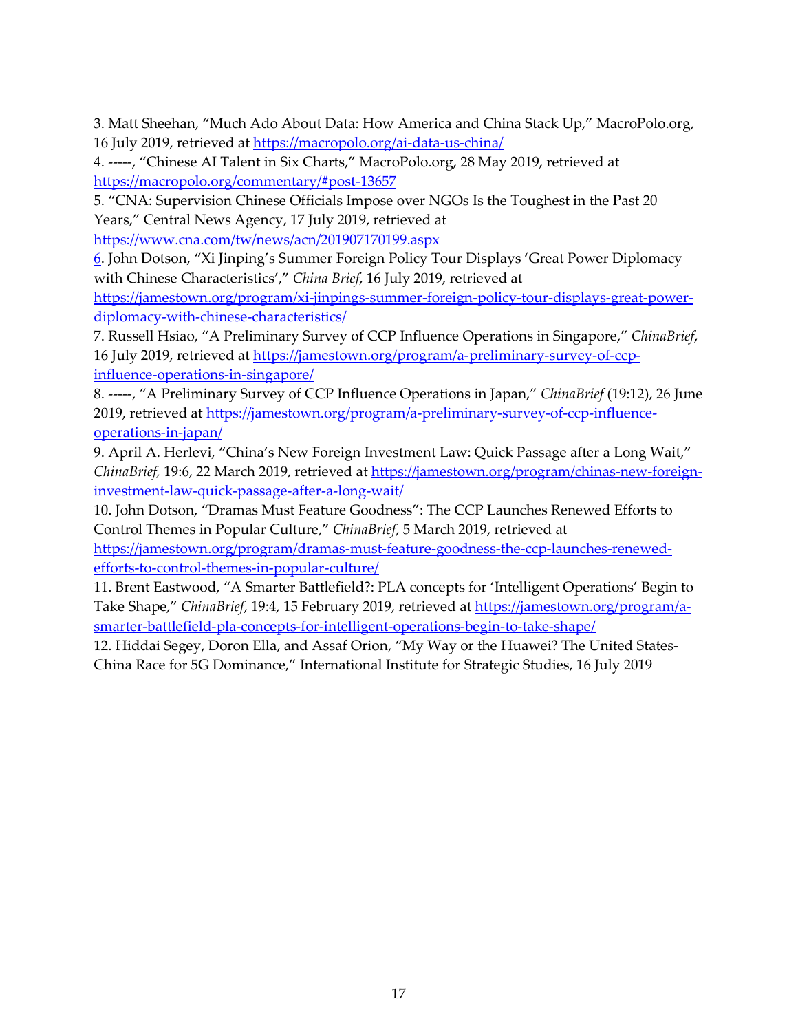3. Matt Sheehan, "Much Ado About Data: How America and China Stack Up," MacroPolo.org, 16 July 2019, retrieved at https://macropolo.org/ai-data-us-china/

4. -----, "Chinese AI Talent in Six Charts," MacroPolo.org, 28 May 2019, retrieved at https://macropolo.org/commentary/#post-13657

5. "CNA: Supervision Chinese Officials Impose over NGOs Is the Toughest in the Past 20 Years," Central News Agency, 17 July 2019, retrieved at https://www.cna.com/tw/news/acn/201907170199.aspx

6. John Dotson, "Xi Jinping's Summer Foreign Policy Tour Displays 'Great Power Diplomacy with Chinese Characteristics'," *China Brief*, 16 July 2019, retrieved at https://jamestown.org/program/xi-jinpings-summer-foreign-policy-tour-displays-great-power-diplomacy-with-chinese-characteristics/

7. Russell Hsiao, "A Preliminary Survey of CCP Influence Operations in Singapore," *ChinaBrief*, 16 July 2019, retrieved at https://jamestown.org/program/a-preliminary-survey-of-ccp-influence-operations-in-singapore/

8. -----, "A Preliminary Survey of CCP Influence Operations in Japan," *ChinaBrief* (19:12), 26 June 2019, retrieved at https://jamestown.org/program/a-preliminary-survey-of-ccp-influence-operations-in-japan/

9. April A. Herlevi, "China's New Foreign Investment Law: Quick Passage after a Long Wait," *ChinaBrief,* 19:6, 22 March 2019, retrieved at https://jamestown.org/program/chinas-new-foreign-investment-law-quick-passage-after-a-long-wait/

10. John Dotson, "Dramas Must Feature Goodness": The CCP Launches Renewed Efforts to Control Themes in Popular Culture," *ChinaBrief*, 5 March 2019, retrieved at https://jamestown.org/program/dramas-must-feature-goodness-the-ccp-launches-renewed-efforts-to-control-themes-in-popular-culture/

11. Brent Eastwood, "A Smarter Battlefield?: PLA concepts for 'Intelligent Operations' Begin to Take Shape," *ChinaBrief*, 19:4, 15 February 2019, retrieved at https://jamestown.org/program/a-smarter-battlefield-pla-concepts-for-intelligent-operations-begin-to-take-shape/

12. Hiddai Segey, Doron Ella, and Assaf Orion, "My Way or the Huawei? The United States-China Race for 5G Dominance," International Institute for Strategic Studies, 16 July 2019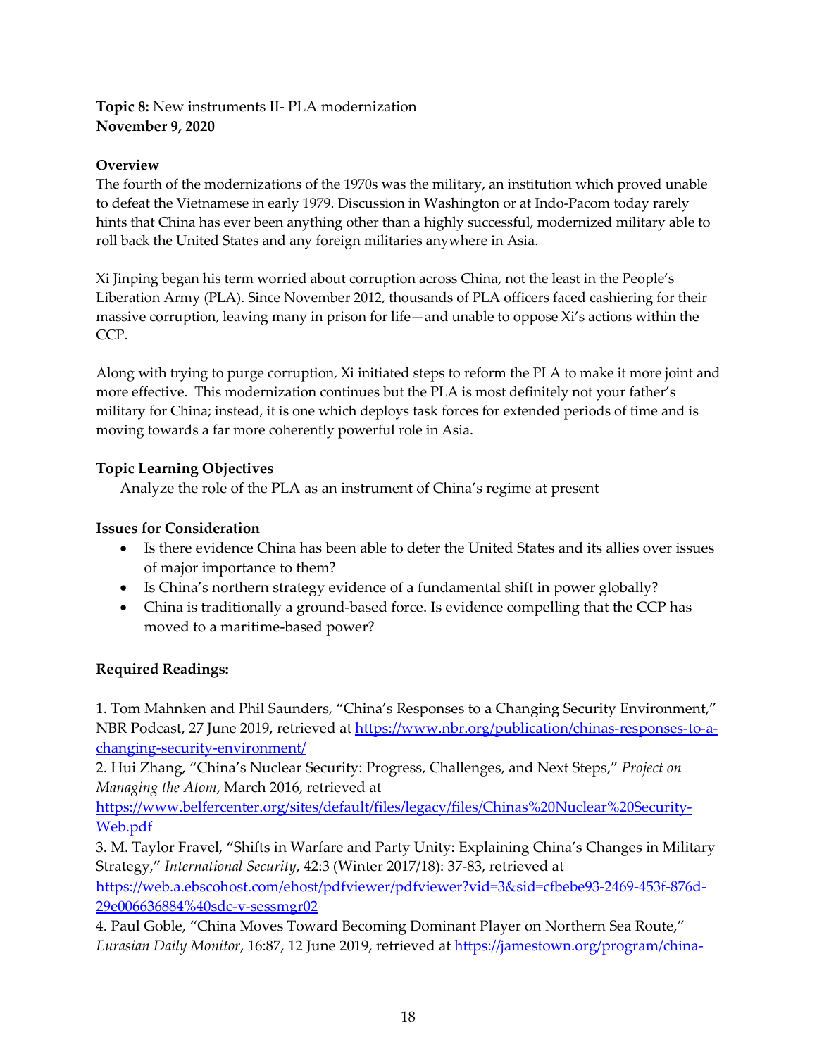**Topic 8:** New instruments II- PLA modernization
**November 9, 2020**

**Overview**
The fourth of the modernizations of the 1970s was the military, an institution which proved unable to defeat the Vietnamese in early 1979. Discussion in Washington or at Indo-Pacom today rarely hints that China has ever been anything other than a highly successful, modernized military able to roll back the United States and any foreign militaries anywhere in Asia.

Xi Jinping began his term worried about corruption across China, not the least in the People's Liberation Army (PLA). Since November 2012, thousands of PLA officers faced cashiering for their massive corruption, leaving many in prison for life—and unable to oppose Xi's actions within the CCP.

Along with trying to purge corruption, Xi initiated steps to reform the PLA to make it more joint and more effective. This modernization continues but the PLA is most definitely not your father's military for China; instead, it is one which deploys task forces for extended periods of time and is moving towards a far more coherently powerful role in Asia.

**Topic Learning Objectives**
Analyze the role of the PLA as an instrument of China's regime at present

**Issues for Consideration**
- Is there evidence China has been able to deter the United States and its allies over issues of major importance to them?
- Is China's northern strategy evidence of a fundamental shift in power globally?
- China is traditionally a ground-based force. Is evidence compelling that the CCP has moved to a maritime-based power?

**Required Readings:**

1. Tom Mahnken and Phil Saunders, "China's Responses to a Changing Security Environment," NBR Podcast, 27 June 2019, retrieved at https://www.nbr.org/publication/chinas-responses-to-a-changing-security-environment/
2. Hui Zhang, "China's Nuclear Security: Progress, Challenges, and Next Steps," *Project on Managing the Atom*, March 2016, retrieved at https://www.belfercenter.org/sites/default/files/legacy/files/Chinas%20Nuclear%20Security-Web.pdf
3. M. Taylor Fravel, "Shifts in Warfare and Party Unity: Explaining China's Changes in Military Strategy," *International Security*, 42:3 (Winter 2017/18): 37-83, retrieved at https://web.a.ebscohost.com/ehost/pdfviewer/pdfviewer?vid=3&sid=cfbebe93-2469-453f-876d-29e006636884%40sdc-v-sessmgr02
4. Paul Goble, "China Moves Toward Becoming Dominant Player on Northern Sea Route," *Eurasian Daily Monitor*, 16:87, 12 June 2019, retrieved at https://jamestown.org/program/china-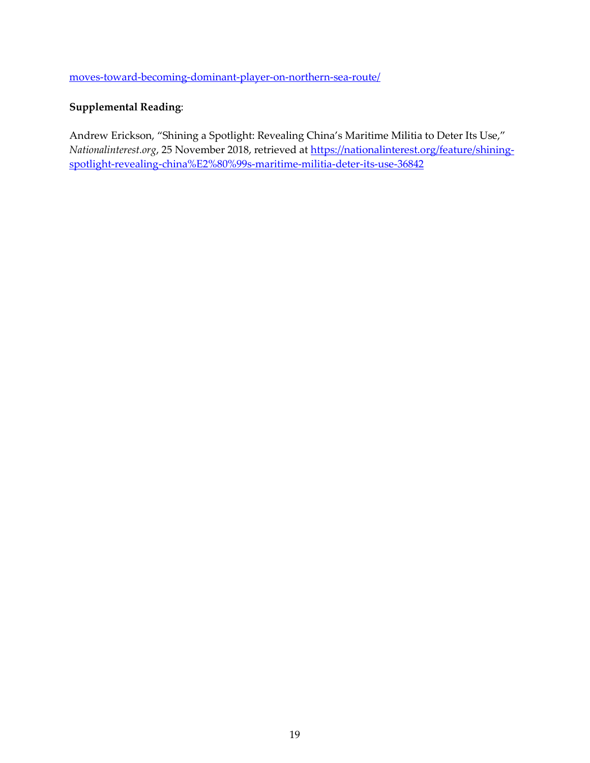moves-toward-becoming-dominant-player-on-northern-sea-route/

**Supplemental Reading**:

Andrew Erickson, "Shining a Spotlight: Revealing China's Maritime Militia to Deter Its Use," *Nationalinterest.org*, 25 November 2018, retrieved at https://nationalinterest.org/feature/shining-spotlight-revealing-china%E2%80%99s-maritime-militia-deter-its-use-36842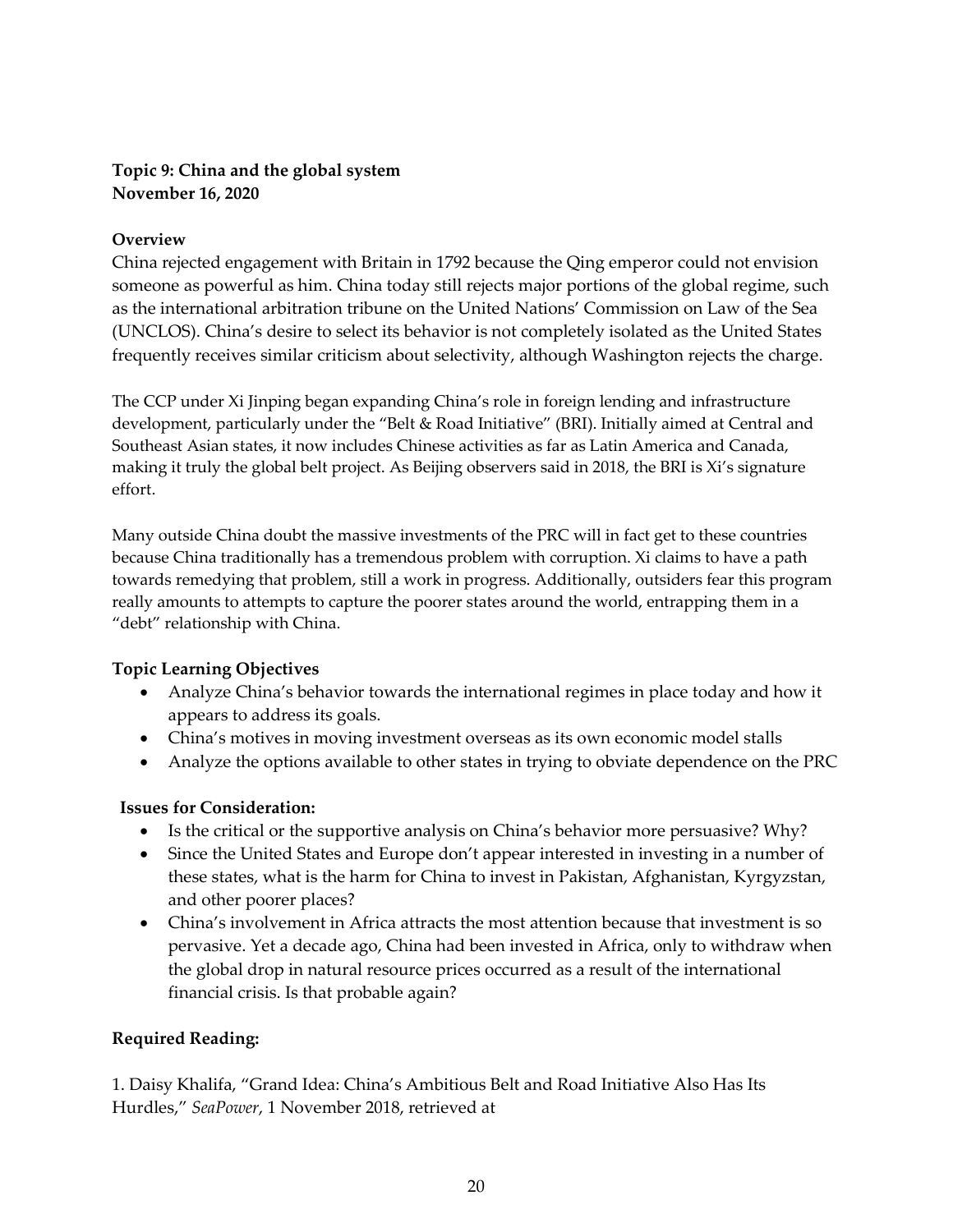**Topic 9: China and the global system**
**November 16, 2020**

**Overview**

China rejected engagement with Britain in 1792 because the Qing emperor could not envision someone as powerful as him. China today still rejects major portions of the global regime, such as the international arbitration tribune on the United Nations' Commission on Law of the Sea (UNCLOS). China's desire to select its behavior is not completely isolated as the United States frequently receives similar criticism about selectivity, although Washington rejects the charge.

The CCP under Xi Jinping began expanding China's role in foreign lending and infrastructure development, particularly under the "Belt & Road Initiative" (BRI). Initially aimed at Central and Southeast Asian states, it now includes Chinese activities as far as Latin America and Canada, making it truly the global belt project. As Beijing observers said in 2018, the BRI is Xi's signature effort.

Many outside China doubt the massive investments of the PRC will in fact get to these countries because China traditionally has a tremendous problem with corruption. Xi claims to have a path towards remedying that problem, still a work in progress. Additionally, outsiders fear this program really amounts to attempts to capture the poorer states around the world, entrapping them in a "debt" relationship with China.

**Topic Learning Objectives**

- Analyze China's behavior towards the international regimes in place today and how it appears to address its goals.
- China's motives in moving investment overseas as its own economic model stalls
- Analyze the options available to other states in trying to obviate dependence on the PRC

**Issues for Consideration:**

- Is the critical or the supportive analysis on China's behavior more persuasive? Why?
- Since the United States and Europe don't appear interested in investing in a number of these states, what is the harm for China to invest in Pakistan, Afghanistan, Kyrgyzstan, and other poorer places?
- China's involvement in Africa attracts the most attention because that investment is so pervasive. Yet a decade ago, China had been invested in Africa, only to withdraw when the global drop in natural resource prices occurred as a result of the international financial crisis. Is that probable again?

**Required Reading:**

1. Daisy Khalifa, "Grand Idea: China's Ambitious Belt and Road Initiative Also Has Its Hurdles," *SeaPower*, 1 November 2018, retrieved at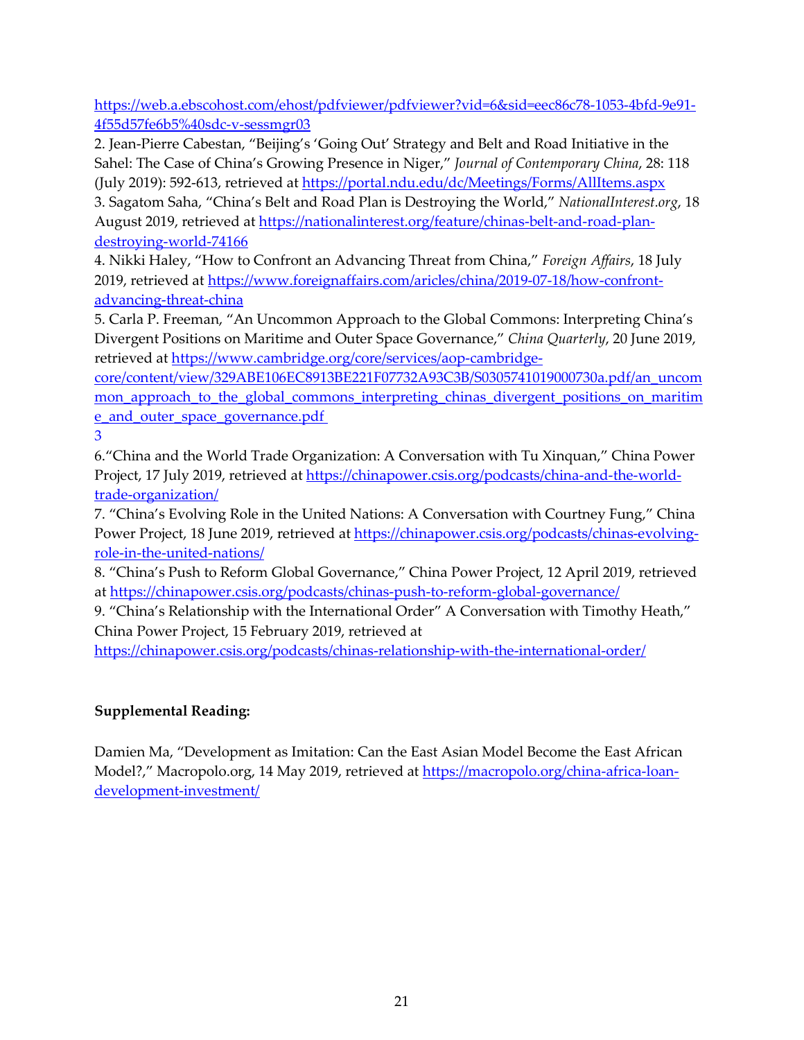https://web.a.ebscohost.com/ehost/pdfviewer/pdfviewer?vid=6&sid=eec86c78-1053-4bfd-9e91-4f55d57fe6b5%40sdc-v-sessmgr03

2. Jean-Pierre Cabestan, "Beijing's 'Going Out' Strategy and Belt and Road Initiative in the Sahel: The Case of China's Growing Presence in Niger," *Journal of Contemporary China*, 28: 118 (July 2019): 592-613, retrieved at https://portal.ndu.edu/dc/Meetings/Forms/AllItems.aspx

3. Sagatom Saha, "China's Belt and Road Plan is Destroying the World," *NationalInterest.org*, 18 August 2019, retrieved at https://nationalinterest.org/feature/chinas-belt-and-road-plan-destroying-world-74166

4. Nikki Haley, "How to Confront an Advancing Threat from China," *Foreign Affairs*, 18 July 2019, retrieved at https://www.foreignaffairs.com/aricles/china/2019-07-18/how-confront-advancing-threat-china

5. Carla P. Freeman, "An Uncommon Approach to the Global Commons: Interpreting China's Divergent Positions on Maritime and Outer Space Governance," *China Quarterly*, 20 June 2019, retrieved at https://www.cambridge.org/core/services/aop-cambridge-core/content/view/329ABE106EC8913BE221F07732A93C3B/S0305741019000730a.pdf/an_uncommon_approach_to_the_global_commons_interpreting_chinas_divergent_positions_on_maritime_and_outer_space_governance.pdf
3

6. "China and the World Trade Organization: A Conversation with Tu Xinquan," China Power Project, 17 July 2019, retrieved at https://chinapower.csis.org/podcasts/china-and-the-world-trade-organization/

7. "China's Evolving Role in the United Nations: A Conversation with Courtney Fung," China Power Project, 18 June 2019, retrieved at https://chinapower.csis.org/podcasts/chinas-evolving-role-in-the-united-nations/

8. "China's Push to Reform Global Governance," China Power Project, 12 April 2019, retrieved at https://chinapower.csis.org/podcasts/chinas-push-to-reform-global-governance/

9. "China's Relationship with the International Order" A Conversation with Timothy Heath," China Power Project, 15 February 2019, retrieved at https://chinapower.csis.org/podcasts/chinas-relationship-with-the-international-order/

**Supplemental Reading:**

Damien Ma, "Development as Imitation: Can the East Asian Model Become the East African Model?," Macropolo.org, 14 May 2019, retrieved at https://macropolo.org/china-africa-loan-development-investment/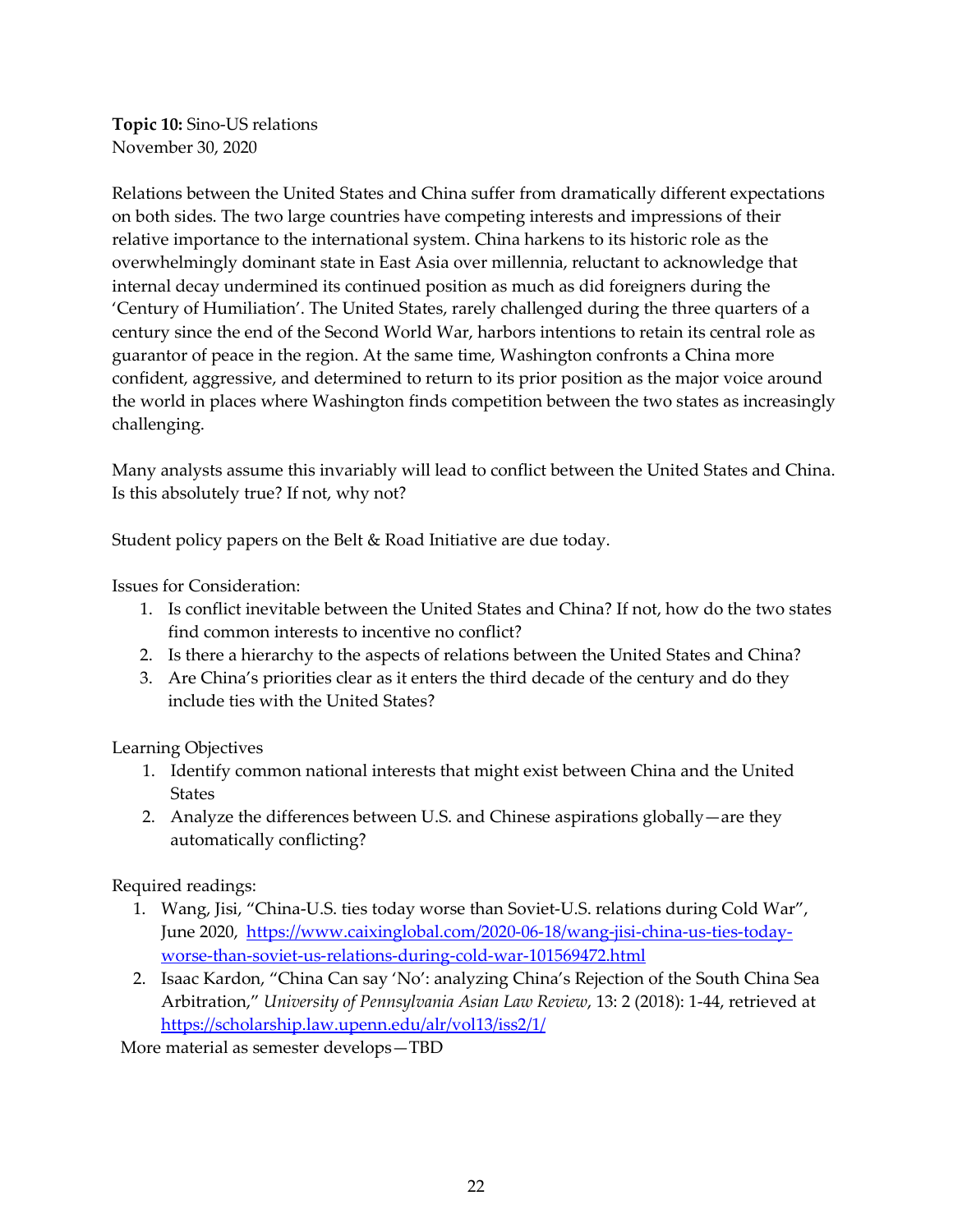**Topic 10:** Sino-US relations
November 30, 2020

Relations between the United States and China suffer from dramatically different expectations on both sides. The two large countries have competing interests and impressions of their relative importance to the international system. China harkens to its historic role as the overwhelmingly dominant state in East Asia over millennia, reluctant to acknowledge that internal decay undermined its continued position as much as did foreigners during the 'Century of Humiliation'. The United States, rarely challenged during the three quarters of a century since the end of the Second World War, harbors intentions to retain its central role as guarantor of peace in the region. At the same time, Washington confronts a China more confident, aggressive, and determined to return to its prior position as the major voice around the world in places where Washington finds competition between the two states as increasingly challenging.

Many analysts assume this invariably will lead to conflict between the United States and China. Is this absolutely true? If not, why not?

Student policy papers on the Belt & Road Initiative are due today.

Issues for Consideration:

1. Is conflict inevitable between the United States and China? If not, how do the two states find common interests to incentive no conflict?
2. Is there a hierarchy to the aspects of relations between the United States and China?
3. Are China's priorities clear as it enters the third decade of the century and do they include ties with the United States?

Learning Objectives

1. Identify common national interests that might exist between China and the United States
2. Analyze the differences between U.S. and Chinese aspirations globally—are they automatically conflicting?

Required readings:

1. Wang, Jisi, "China-U.S. ties today worse than Soviet-U.S. relations during Cold War", June 2020, https://www.caixinglobal.com/2020-06-18/wang-jisi-china-us-ties-today-worse-than-soviet-us-relations-during-cold-war-101569472.html
2. Isaac Kardon, "China Can say 'No': analyzing China's Rejection of the South China Sea Arbitration," *University of Pennsylvania Asian Law Review*, 13: 2 (2018): 1-44, retrieved at https://scholarship.law.upenn.edu/alr/vol13/iss2/1/

More material as semester develops—TBD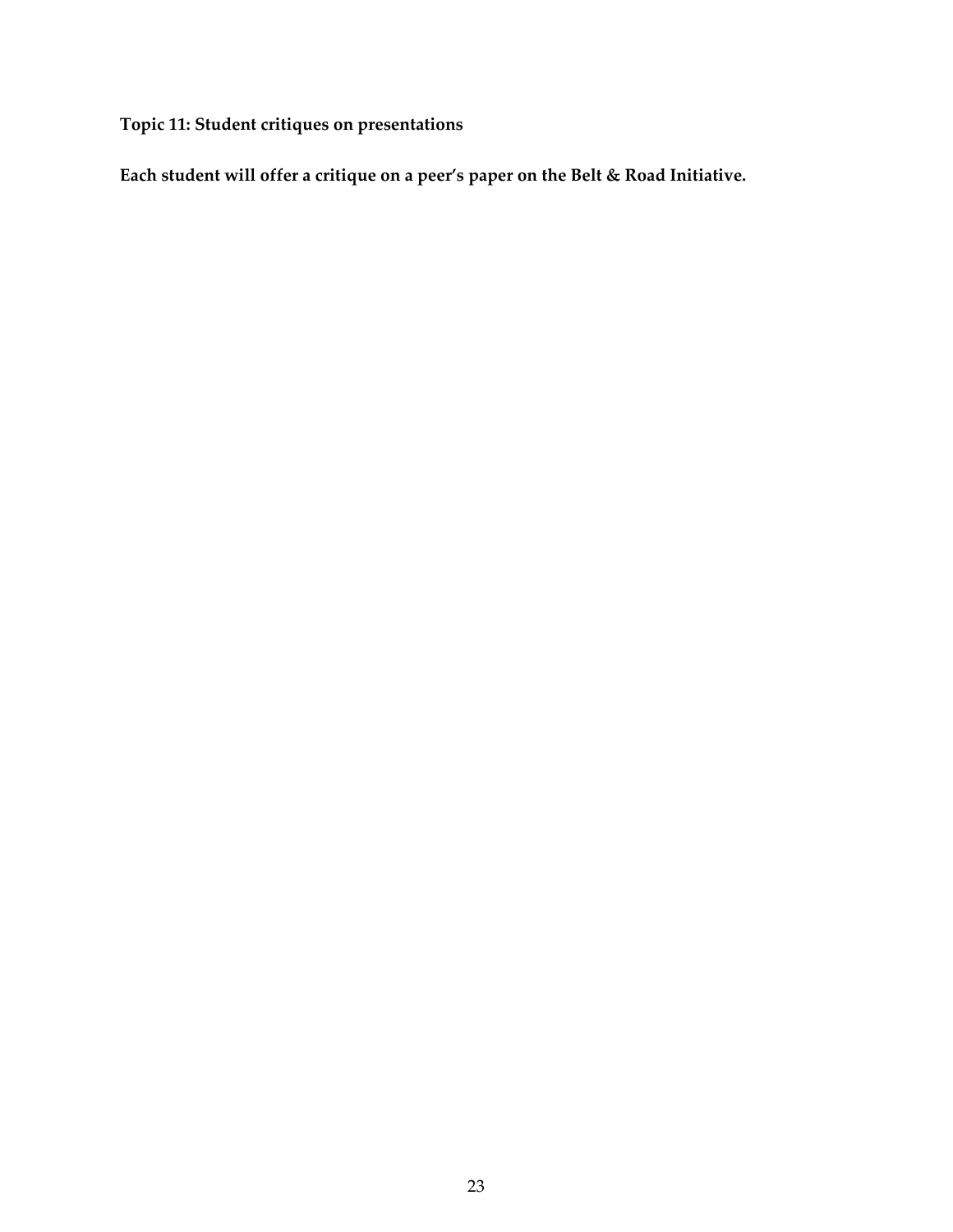**Topic 11: Student critiques on presentations**

**Each student will offer a critique on a peer's paper on the Belt & Road Initiative.**